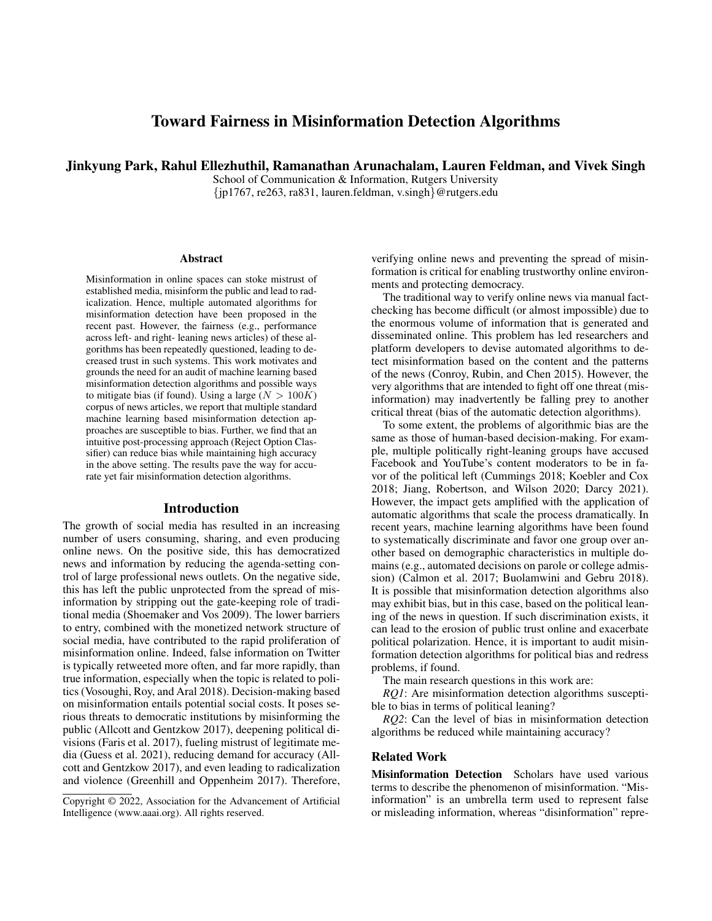# Toward Fairness in Misinformation Detection Algorithms

**Jinkyung Park, Rahul Ellezhuthil, Ramanathan Arunachalam, Lauren Feldman, and Vivek Singh**

School of Communication & Information, Rutgers University
{jp1767, re263, ra831, lauren.feldman, v.singh}@rutgers.edu

### Abstract

Misinformation in online spaces can stoke mistrust of established media, misinform the public and lead to radicalization. Hence, multiple automated algorithms for misinformation detection have been proposed in the recent past. However, the fairness (e.g., performance across left- and right- leaning news articles) of these algorithms has been repeatedly questioned, leading to decreased trust in such systems. This work motivates and grounds the need for an audit of machine learning based misinformation detection algorithms and possible ways to mitigate bias (if found). Using a large ($N > 100K$) corpus of news articles, we report that multiple standard machine learning based misinformation detection approaches are susceptible to bias. Further, we find that an intuitive post-processing approach (Reject Option Classifier) can reduce bias while maintaining high accuracy in the above setting. The results pave the way for accurate yet fair misinformation detection algorithms.

## Introduction

The growth of social media has resulted in an increasing number of users consuming, sharing, and even producing online news. On the positive side, this has democratized news and information by reducing the agenda-setting control of large professional news outlets. On the negative side, this has left the public unprotected from the spread of misinformation by stripping out the gate-keeping role of traditional media (Shoemaker and Vos 2009). The lower barriers to entry, combined with the monetized network structure of social media, have contributed to the rapid proliferation of misinformation online. Indeed, false information on Twitter is typically retweeted more often, and far more rapidly, than true information, especially when the topic is related to politics (Vosoughi, Roy, and Aral 2018). Decision-making based on misinformation entails potential social costs. It poses serious threats to democratic institutions by misinforming the public (Allcott and Gentzkow 2017), deepening political divisions (Faris et al. 2017), fueling mistrust of legitimate media (Guess et al. 2021), reducing demand for accuracy (Allcott and Gentzkow 2017), and even leading to radicalization and violence (Greenhill and Oppenheim 2017). Therefore, verifying online news and preventing the spread of misinformation is critical for enabling trustworthy online environments and protecting democracy.

The traditional way to verify online news via manual fact-checking has become difficult (or almost impossible) due to the enormous volume of information that is generated and disseminated online. This problem has led researchers and platform developers to devise automated algorithms to detect misinformation based on the content and the patterns of the news (Conroy, Rubin, and Chen 2015). However, the very algorithms that are intended to fight off one threat (misinformation) may inadvertently be falling prey to another critical threat (bias of the automatic detection algorithms).

To some extent, the problems of algorithmic bias are the same as those of human-based decision-making. For example, multiple politically right-leaning groups have accused Facebook and YouTube's content moderators to be in favor of the political left (Cummings 2018; Koebler and Cox 2018; Jiang, Robertson, and Wilson 2020; Darcy 2021). However, the impact gets amplified with the application of automatic algorithms that scale the process dramatically. In recent years, machine learning algorithms have been found to systematically discriminate and favor one group over another based on demographic characteristics in multiple domains (e.g., automated decisions on parole or college admission) (Calmon et al. 2017; Buolamwini and Gebru 2018). It is possible that misinformation detection algorithms also may exhibit bias, but in this case, based on the political leaning of the news in question. If such discrimination exists, it can lead to the erosion of public trust online and exacerbate political polarization. Hence, it is important to audit misinformation detection algorithms for political bias and redress problems, if found.

The main research questions in this work are:

*RQ1*: Are misinformation detection algorithms susceptible to bias in terms of political leaning?

*RQ2*: Can the level of bias in misinformation detection algorithms be reduced while maintaining accuracy?

### Related Work

**Misinformation Detection** Scholars have used various terms to describe the phenomenon of misinformation. "Misinformation" is an umbrella term used to represent false or misleading information, whereas "disinformation" repre-

Copyright © 2022, Association for the Advancement of Artificial Intelligence (www.aaai.org). All rights reserved.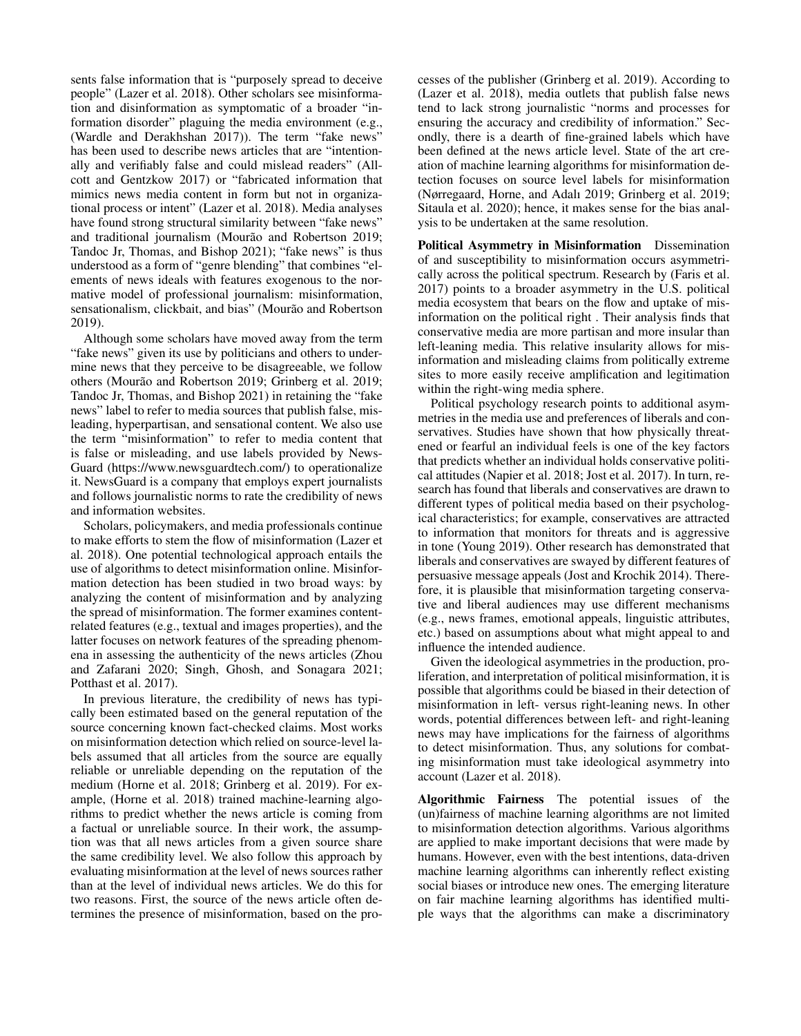sents false information that is "purposely spread to deceive people" (Lazer et al. 2018). Other scholars see misinformation and disinformation as symptomatic of a broader "information disorder" plaguing the media environment (e.g., (Wardle and Derakhshan 2017)). The term "fake news" has been used to describe news articles that are "intentionally and verifiably false and could mislead readers" (Allcott and Gentzkow 2017) or "fabricated information that mimics news media content in form but not in organizational process or intent" (Lazer et al. 2018). Media analyses have found strong structural similarity between "fake news" and traditional journalism (Mourão and Robertson 2019; Tandoc Jr, Thomas, and Bishop 2021); "fake news" is thus understood as a form of "genre blending" that combines "elements of news ideals with features exogenous to the normative model of professional journalism: misinformation, sensationalism, clickbait, and bias" (Mourão and Robertson 2019).

Although some scholars have moved away from the term "fake news" given its use by politicians and others to undermine news that they perceive to be disagreeable, we follow others (Mourão and Robertson 2019; Grinberg et al. 2019; Tandoc Jr, Thomas, and Bishop 2021) in retaining the "fake news" label to refer to media sources that publish false, misleading, hyperpartisan, and sensational content. We also use the term "misinformation" to refer to media content that is false or misleading, and use labels provided by NewsGuard (https://www.newsguardtech.com/) to operationalize it. NewsGuard is a company that employs expert journalists and follows journalistic norms to rate the credibility of news and information websites.

Scholars, policymakers, and media professionals continue to make efforts to stem the flow of misinformation (Lazer et al. 2018). One potential technological approach entails the use of algorithms to detect misinformation online. Misinformation detection has been studied in two broad ways: by analyzing the content of misinformation and by analyzing the spread of misinformation. The former examines content-related features (e.g., textual and images properties), and the latter focuses on network features of the spreading phenomena in assessing the authenticity of the news articles (Zhou and Zafarani 2020; Singh, Ghosh, and Sonagara 2021; Potthast et al. 2017).

In previous literature, the credibility of news has typically been estimated based on the general reputation of the source concerning known fact-checked claims. Most works on misinformation detection which relied on source-level labels assumed that all articles from the source are equally reliable or unreliable depending on the reputation of the medium (Horne et al. 2018; Grinberg et al. 2019). For example, (Horne et al. 2018) trained machine-learning algorithms to predict whether the news article is coming from a factual or unreliable source. In their work, the assumption was that all news articles from a given source share the same credibility level. We also follow this approach by evaluating misinformation at the level of news sources rather than at the level of individual news articles. We do this for two reasons. First, the source of the news article often determines the presence of misinformation, based on the processes of the publisher (Grinberg et al. 2019). According to (Lazer et al. 2018), media outlets that publish false news tend to lack strong journalistic "norms and processes for ensuring the accuracy and credibility of information." Secondly, there is a dearth of fine-grained labels which have been defined at the news article level. State of the art creation of machine learning algorithms for misinformation detection focuses on source level labels for misinformation (Nørregaard, Horne, and Adalı 2019; Grinberg et al. 2019; Sitaula et al. 2020); hence, it makes sense for the bias analysis to be undertaken at the same resolution.

**Political Asymmetry in Misinformation** Dissemination of and susceptibility to misinformation occurs asymmetrically across the political spectrum. Research by (Faris et al. 2017) points to a broader asymmetry in the U.S. political media ecosystem that bears on the flow and uptake of misinformation on the political right . Their analysis finds that conservative media are more partisan and more insular than left-leaning media. This relative insularity allows for misinformation and misleading claims from politically extreme sites to more easily receive amplification and legitimation within the right-wing media sphere.

Political psychology research points to additional asymmetries in the media use and preferences of liberals and conservatives. Studies have shown that how physically threatened or fearful an individual feels is one of the key factors that predicts whether an individual holds conservative political attitudes (Napier et al. 2018; Jost et al. 2017). In turn, research has found that liberals and conservatives are drawn to different types of political media based on their psychological characteristics; for example, conservatives are attracted to information that monitors for threats and is aggressive in tone (Young 2019). Other research has demonstrated that liberals and conservatives are swayed by different features of persuasive message appeals (Jost and Krochik 2014). Therefore, it is plausible that misinformation targeting conservative and liberal audiences may use different mechanisms (e.g., news frames, emotional appeals, linguistic attributes, etc.) based on assumptions about what might appeal to and influence the intended audience.

Given the ideological asymmetries in the production, proliferation, and interpretation of political misinformation, it is possible that algorithms could be biased in their detection of misinformation in left- versus right-leaning news. In other words, potential differences between left- and right-leaning news may have implications for the fairness of algorithms to detect misinformation. Thus, any solutions for combating misinformation must take ideological asymmetry into account (Lazer et al. 2018).

**Algorithmic Fairness** The potential issues of the (un)fairness of machine learning algorithms are not limited to misinformation detection algorithms. Various algorithms are applied to make important decisions that were made by humans. However, even with the best intentions, data-driven machine learning algorithms can inherently reflect existing social biases or introduce new ones. The emerging literature on fair machine learning algorithms has identified multiple ways that the algorithms can make a discriminatory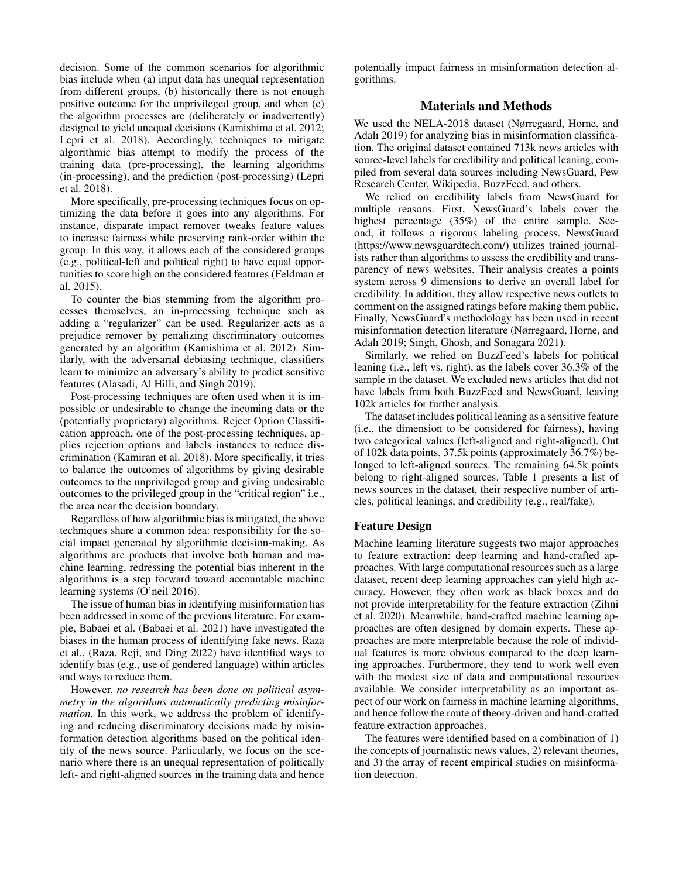decision. Some of the common scenarios for algorithmic bias include when (a) input data has unequal representation from different groups, (b) historically there is not enough positive outcome for the unprivileged group, and when (c) the algorithm processes are (deliberately or inadvertently) designed to yield unequal decisions (Kamishima et al. 2012; Lepri et al. 2018). Accordingly, techniques to mitigate algorithmic bias attempt to modify the process of the training data (pre-processing), the learning algorithms (in-processing), and the prediction (post-processing) (Lepri et al. 2018).

More specifically, pre-processing techniques focus on optimizing the data before it goes into any algorithms. For instance, disparate impact remover tweaks feature values to increase fairness while preserving rank-order within the group. In this way, it allows each of the considered groups (e.g., political-left and political right) to have equal opportunities to score high on the considered features (Feldman et al. 2015).

To counter the bias stemming from the algorithm processes themselves, an in-processing technique such as adding a "regularizer" can be used. Regularizer acts as a prejudice remover by penalizing discriminatory outcomes generated by an algorithm (Kamishima et al. 2012). Similarly, with the adversarial debiasing technique, classifiers learn to minimize an adversary's ability to predict sensitive features (Alasadi, Al Hilli, and Singh 2019).

Post-processing techniques are often used when it is impossible or undesirable to change the incoming data or the (potentially proprietary) algorithms. Reject Option Classification approach, one of the post-processing techniques, applies rejection options and labels instances to reduce discrimination (Kamiran et al. 2018). More specifically, it tries to balance the outcomes of algorithms by giving desirable outcomes to the unprivileged group and giving undesirable outcomes to the privileged group in the "critical region" i.e., the area near the decision boundary.

Regardless of how algorithmic bias is mitigated, the above techniques share a common idea: responsibility for the social impact generated by algorithmic decision-making. As algorithms are products that involve both human and machine learning, redressing the potential bias inherent in the algorithms is a step forward toward accountable machine learning systems (O'neil 2016).

The issue of human bias in identifying misinformation has been addressed in some of the previous literature. For example, Babaei et al. (Babaei et al. 2021) have investigated the biases in the human process of identifying fake news. Raza et al., (Raza, Reji, and Ding 2022) have identified ways to identify bias (e.g., use of gendered language) within articles and ways to reduce them.

However, *no research has been done on political asymmetry in the algorithms automatically predicting misinformation*. In this work, we address the problem of identifying and reducing discriminatory decisions made by misinformation detection algorithms based on the political identity of the news source. Particularly, we focus on the scenario where there is an unequal representation of politically left- and right-aligned sources in the training data and hence potentially impact fairness in misinformation detection algorithms.

## Materials and Methods

We used the NELA-2018 dataset (Nørregaard, Horne, and Adalı 2019) for analyzing bias in misinformation classification. The original dataset contained 713k news articles with source-level labels for credibility and political leaning, compiled from several data sources including NewsGuard, Pew Research Center, Wikipedia, BuzzFeed, and others.

We relied on credibility labels from NewsGuard for multiple reasons. First, NewsGuard's labels cover the highest percentage (35%) of the entire sample. Second, it follows a rigorous labeling process. NewsGuard (https://www.newsguardtech.com/) utilizes trained journalists rather than algorithms to assess the credibility and transparency of news websites. Their analysis creates a points system across 9 dimensions to derive an overall label for credibility. In addition, they allow respective news outlets to comment on the assigned ratings before making them public. Finally, NewsGuard's methodology has been used in recent misinformation detection literature (Nørregaard, Horne, and Adalı 2019; Singh, Ghosh, and Sonagara 2021).

Similarly, we relied on BuzzFeed's labels for political leaning (i.e., left vs. right), as the labels cover 36.3% of the sample in the dataset. We excluded news articles that did not have labels from both BuzzFeed and NewsGuard, leaving 102k articles for further analysis.

The dataset includes political leaning as a sensitive feature (i.e., the dimension to be considered for fairness), having two categorical values (left-aligned and right-aligned). Out of 102k data points, 37.5k points (approximately 36.7%) belonged to left-aligned sources. The remaining 64.5k points belong to right-aligned sources. Table 1 presents a list of news sources in the dataset, their respective number of articles, political leanings, and credibility (e.g., real/fake).

### Feature Design

Machine learning literature suggests two major approaches to feature extraction: deep learning and hand-crafted approaches. With large computational resources such as a large dataset, recent deep learning approaches can yield high accuracy. However, they often work as black boxes and do not provide interpretability for the feature extraction (Zihni et al. 2020). Meanwhile, hand-crafted machine learning approaches are often designed by domain experts. These approaches are more interpretable because the role of individual features is more obvious compared to the deep learning approaches. Furthermore, they tend to work well even with the modest size of data and computational resources available. We consider interpretability as an important aspect of our work on fairness in machine learning algorithms, and hence follow the route of theory-driven and hand-crafted feature extraction approaches.

The features were identified based on a combination of 1) the concepts of journalistic news values, 2) relevant theories, and 3) the array of recent empirical studies on misinformation detection.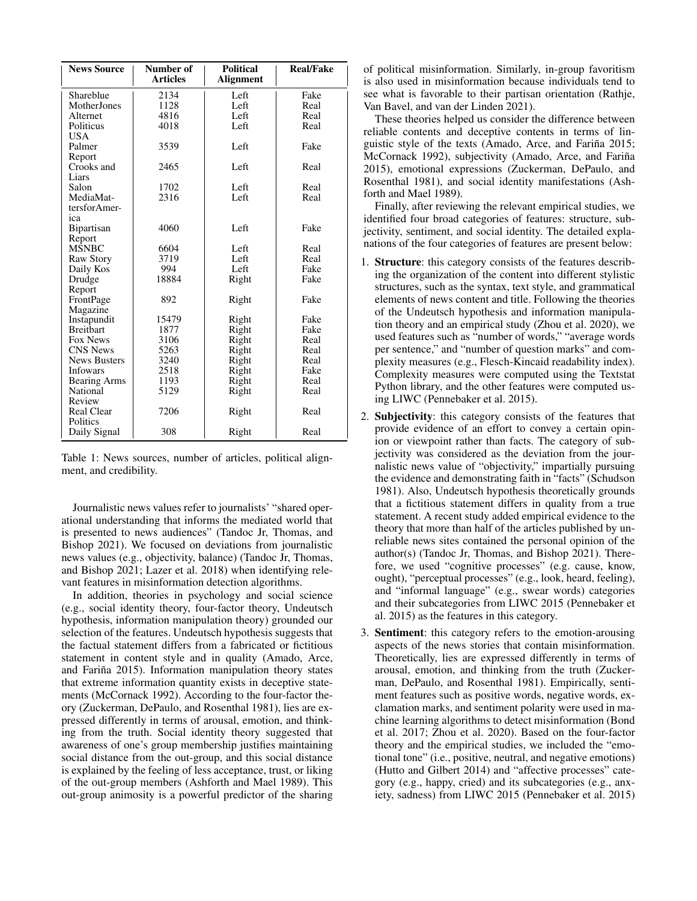| News Source | Number of Articles | Political Alignment | Real/Fake |
|---|---|---|---|
| Shareblue | 2134 | Left | Fake |
| MotherJones | 1128 | Left | Real |
| Alternet | 4816 | Left | Real |
| Politicus USA | 4018 | Left | Real |
| Palmer Report | 3539 | Left | Fake |
| Crooks and Liars | 2465 | Left | Real |
| Salon | 1702 | Left | Real |
| MediaMattersforAmerica | 2316 | Left | Real |
| Bipartisan Report | 4060 | Left | Fake |
| MSNBC | 6604 | Left | Real |
| Raw Story | 3719 | Left | Real |
| Daily Kos | 994 | Left | Fake |
| Drudge Report | 18884 | Right | Fake |
| FrontPage Magazine | 892 | Right | Fake |
| Instapundit | 15479 | Right | Fake |
| Breitbart | 1877 | Right | Fake |
| Fox News | 3106 | Right | Real |
| CNS News | 5263 | Right | Real |
| News Busters | 3240 | Right | Real |
| Infowars | 2518 | Right | Fake |
| Bearing Arms | 1193 | Right | Real |
| National Review | 5129 | Right | Real |
| Real Clear Politics | 7206 | Right | Real |
| Daily Signal | 308 | Right | Real |

Table 1: News sources, number of articles, political alignment, and credibility.

Journalistic news values refer to journalists' "shared operational understanding that informs the mediated world that is presented to news audiences" (Tandoc Jr, Thomas, and Bishop 2021). We focused on deviations from journalistic news values (e.g., objectivity, balance) (Tandoc Jr, Thomas, and Bishop 2021; Lazer et al. 2018) when identifying relevant features in misinformation detection algorithms.

In addition, theories in psychology and social science (e.g., social identity theory, four-factor theory, Undeutsch hypothesis, information manipulation theory) grounded our selection of the features. Undeutsch hypothesis suggests that the factual statement differs from a fabricated or fictitious statement in content style and in quality (Amado, Arce, and Fariña 2015). Information manipulation theory states that extreme information quantity exists in deceptive statements (McCornack 1992). According to the four-factor theory (Zuckerman, DePaulo, and Rosenthal 1981), lies are expressed differently in terms of arousal, emotion, and thinking from the truth. Social identity theory suggested that awareness of one's group membership justifies maintaining social distance from the out-group, and this social distance is explained by the feeling of less acceptance, trust, or liking of the out-group members (Ashforth and Mael 1989). This out-group animosity is a powerful predictor of the sharing of political misinformation. Similarly, in-group favoritism is also used in misinformation because individuals tend to see what is favorable to their partisan orientation (Rathje, Van Bavel, and van der Linden 2021).

These theories helped us consider the difference between reliable contents and deceptive contents in terms of linguistic style of the texts (Amado, Arce, and Fariña 2015; McCornack 1992), subjectivity (Amado, Arce, and Fariña 2015), emotional expressions (Zuckerman, DePaulo, and Rosenthal 1981), and social identity manifestations (Ashforth and Mael 1989).

Finally, after reviewing the relevant empirical studies, we identified four broad categories of features: structure, subjectivity, sentiment, and social identity. The detailed explanations of the four categories of features are present below:

1. **Structure**: this category consists of the features describing the organization of the content into different stylistic structures, such as the syntax, text style, and grammatical elements of news content and title. Following the theories of the Undeutsch hypothesis and information manipulation theory and an empirical study (Zhou et al. 2020), we used features such as "number of words," "average words per sentence," and "number of question marks" and complexity measures (e.g., Flesch-Kincaid readability index). Complexity measures were computed using the Textstat Python library, and the other features were computed using LIWC (Pennebaker et al. 2015).
2. **Subjectivity**: this category consists of the features that provide evidence of an effort to convey a certain opinion or viewpoint rather than facts. The category of subjectivity was considered as the deviation from the journalistic news value of "objectivity," impartially pursuing the evidence and demonstrating faith in "facts" (Schudson 1981). Also, Undeutsch hypothesis theoretically grounds that a fictitious statement differs in quality from a true statement. A recent study added empirical evidence to the theory that more than half of the articles published by unreliable news sites contained the personal opinion of the author(s) (Tandoc Jr, Thomas, and Bishop 2021). Therefore, we used "cognitive processes" (e.g. cause, know, ought), "perceptual processes" (e.g., look, heard, feeling), and "informal language" (e.g., swear words) categories and their subcategories from LIWC 2015 (Pennebaker et al. 2015) as the features in this category.
3. **Sentiment**: this category refers to the emotion-arousing aspects of the news stories that contain misinformation. Theoretically, lies are expressed differently in terms of arousal, emotion, and thinking from the truth (Zuckerman, DePaulo, and Rosenthal 1981). Empirically, sentiment features such as positive words, negative words, exclamation marks, and sentiment polarity were used in machine learning algorithms to detect misinformation (Bond et al. 2017; Zhou et al. 2020). Based on the four-factor theory and the empirical studies, we included the "emotional tone" (i.e., positive, neutral, and negative emotions) (Hutto and Gilbert 2014) and "affective processes" category (e.g., happy, cried) and its subcategories (e.g., anxiety, sadness) from LIWC 2015 (Pennebaker et al. 2015)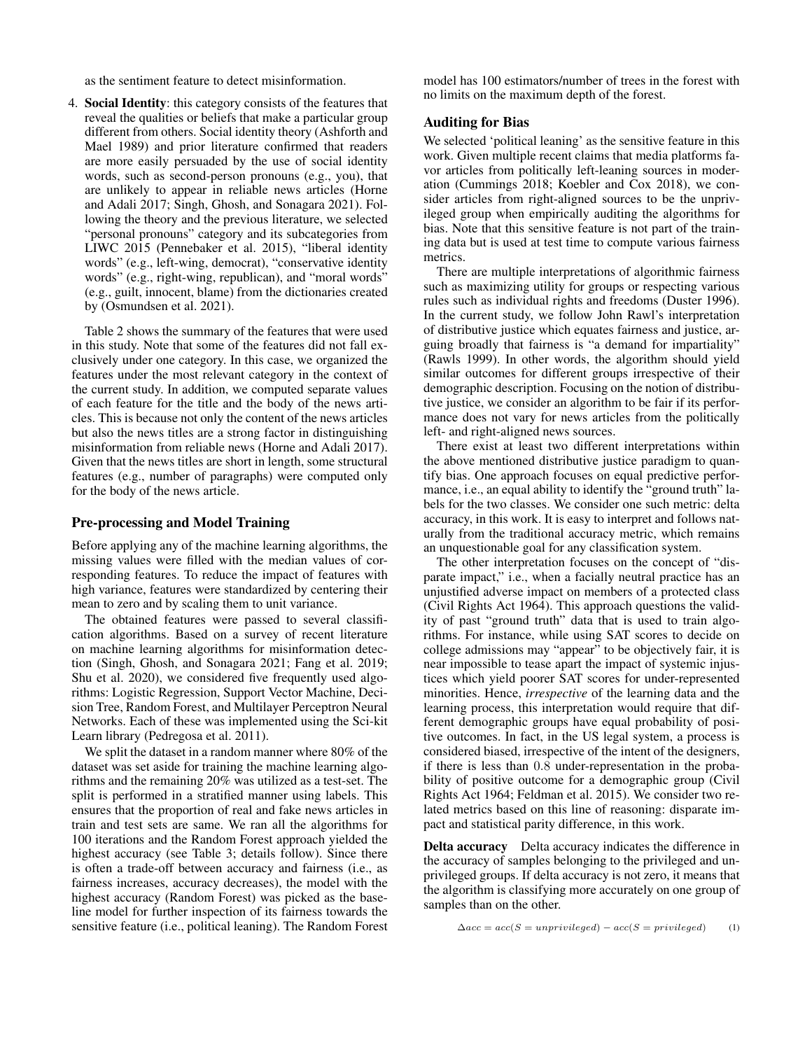as the sentiment feature to detect misinformation.

4. **Social Identity**: this category consists of the features that reveal the qualities or beliefs that make a particular group different from others. Social identity theory (Ashforth and Mael 1989) and prior literature confirmed that readers are more easily persuaded by the use of social identity words, such as second-person pronouns (e.g., you), that are unlikely to appear in reliable news articles (Horne and Adali 2017; Singh, Ghosh, and Sonagara 2021). Following the theory and the previous literature, we selected "personal pronouns" category and its subcategories from LIWC 2015 (Pennebaker et al. 2015), "liberal identity words" (e.g., left-wing, democrat), "conservative identity words" (e.g., right-wing, republican), and "moral words" (e.g., guilt, innocent, blame) from the dictionaries created by (Osmundsen et al. 2021).

Table 2 shows the summary of the features that were used in this study. Note that some of the features did not fall exclusively under one category. In this case, we organized the features under the most relevant category in the context of the current study. In addition, we computed separate values of each feature for the title and the body of the news articles. This is because not only the content of the news articles but also the news titles are a strong factor in distinguishing misinformation from reliable news (Horne and Adali 2017). Given that the news titles are short in length, some structural features (e.g., number of paragraphs) were computed only for the body of the news article.

## Pre-processing and Model Training

Before applying any of the machine learning algorithms, the missing values were filled with the median values of corresponding features. To reduce the impact of features with high variance, features were standardized by centering their mean to zero and by scaling them to unit variance.

The obtained features were passed to several classification algorithms. Based on a survey of recent literature on machine learning algorithms for misinformation detection (Singh, Ghosh, and Sonagara 2021; Fang et al. 2019; Shu et al. 2020), we considered five frequently used algorithms: Logistic Regression, Support Vector Machine, Decision Tree, Random Forest, and Multilayer Perceptron Neural Networks. Each of these was implemented using the Sci-kit Learn library (Pedregosa et al. 2011).

We split the dataset in a random manner where 80% of the dataset was set aside for training the machine learning algorithms and the remaining 20% was utilized as a test-set. The split is performed in a stratified manner using labels. This ensures that the proportion of real and fake news articles in train and test sets are same. We ran all the algorithms for 100 iterations and the Random Forest approach yielded the highest accuracy (see Table 3; details follow). Since there is often a trade-off between accuracy and fairness (i.e., as fairness increases, accuracy decreases), the model with the highest accuracy (Random Forest) was picked as the baseline model for further inspection of its fairness towards the sensitive feature (i.e., political leaning). The Random Forest model has 100 estimators/number of trees in the forest with no limits on the maximum depth of the forest.

## Auditing for Bias

We selected 'political leaning' as the sensitive feature in this work. Given multiple recent claims that media platforms favor articles from politically left-leaning sources in moderation (Cummings 2018; Koebler and Cox 2018), we consider articles from right-aligned sources to be the unprivileged group when empirically auditing the algorithms for bias. Note that this sensitive feature is not part of the training data but is used at test time to compute various fairness metrics.

There are multiple interpretations of algorithmic fairness such as maximizing utility for groups or respecting various rules such as individual rights and freedoms (Duster 1996). In the current study, we follow John Rawl's interpretation of distributive justice which equates fairness and justice, arguing broadly that fairness is "a demand for impartiality" (Rawls 1999). In other words, the algorithm should yield similar outcomes for different groups irrespective of their demographic description. Focusing on the notion of distributive justice, we consider an algorithm to be fair if its performance does not vary for news articles from the politically left- and right-aligned news sources.

There exist at least two different interpretations within the above mentioned distributive justice paradigm to quantify bias. One approach focuses on equal predictive performance, i.e., an equal ability to identify the "ground truth" labels for the two classes. We consider one such metric: delta accuracy, in this work. It is easy to interpret and follows naturally from the traditional accuracy metric, which remains an unquestionable goal for any classification system.

The other interpretation focuses on the concept of "disparate impact," i.e., when a facially neutral practice has an unjustified adverse impact on members of a protected class (Civil Rights Act 1964). This approach questions the validity of past "ground truth" data that is used to train algorithms. For instance, while using SAT scores to decide on college admissions may "appear" to be objectively fair, it is near impossible to tease apart the impact of systemic injustices which yield poorer SAT scores for under-represented minorities. Hence, *irrespective* of the learning data and the learning process, this interpretation would require that different demographic groups have equal probability of positive outcomes. In fact, in the US legal system, a process is considered biased, irrespective of the intent of the designers, if there is less than $0.8$ under-representation in the probability of positive outcome for a demographic group (Civil Rights Act 1964; Feldman et al. 2015). We consider two related metrics based on this line of reasoning: disparate impact and statistical parity difference, in this work.

**Delta accuracy** Delta accuracy indicates the difference in the accuracy of samples belonging to the privileged and unprivileged groups. If delta accuracy is not zero, it means that the algorithm is classifying more accurately on one group of samples than on the other.

$$\Delta acc = acc(S = unprivileged) - acc(S = privileged) \quad (1)$$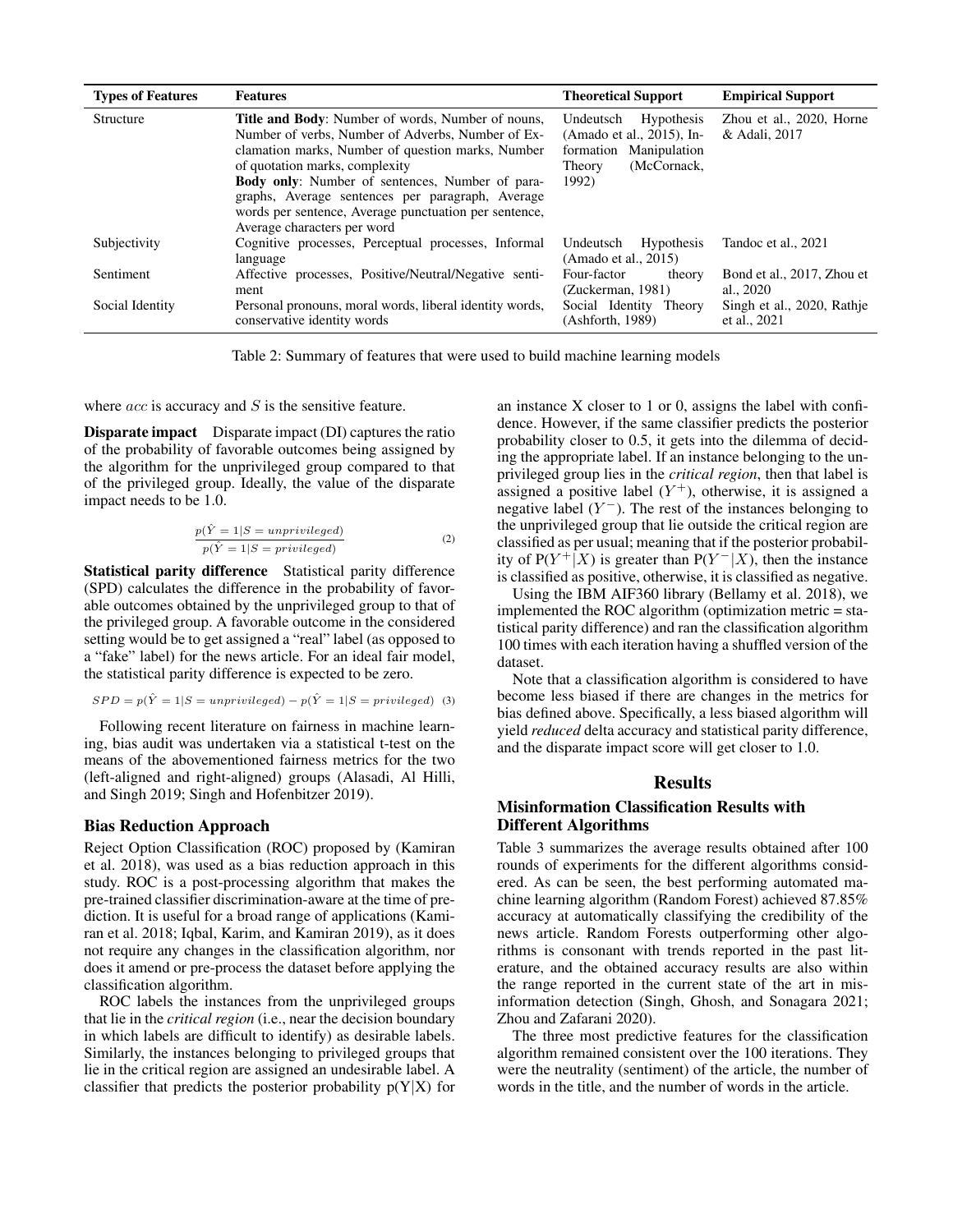| Types of Features | Features | Theoretical Support | Empirical Support |
|---|---|---|---|
| Structure | **Title and Body**: Number of words, Number of nouns, Number of verbs, Number of Adverbs, Number of Exclamation marks, Number of question marks, Number of quotation marks, complexity<br>**Body only**: Number of sentences, Number of paragraphs, Average sentences per paragraph, Average words per sentence, Average punctuation per sentence, Average characters per word | Undeutsch Hypothesis (Amado et al., 2015), Information Manipulation Theory (McCornack, 1992) | Zhou et al., 2020, Horne & Adali, 2017 |
| Subjectivity | Cognitive processes, Perceptual processes, Informal language | Undeutsch Hypothesis (Amado et al., 2015) | Tandoc et al., 2021 |
| Sentiment | Affective processes, Positive/Neutral/Negative sentiment | Four-factor theory (Zuckerman, 1981) | Bond et al., 2017, Zhou et al., 2020 |
| Social Identity | Personal pronouns, moral words, liberal identity words, conservative identity words | Social Identity Theory (Ashforth, 1989) | Singh et al., 2020, Rathje et al., 2021 |

Table 2: Summary of features that were used to build machine learning models

where $acc$ is accuracy and $S$ is the sensitive feature.

**Disparate impact** Disparate impact (DI) captures the ratio of the probability of favorable outcomes being assigned by the algorithm for the unprivileged group compared to that of the privileged group. Ideally, the value of the disparate impact needs to be 1.0.

$$\frac{p(\hat{Y} = 1|S = unprivileged)}{p(\hat{Y} = 1|S = privileged)} \quad (2)$$

**Statistical parity difference** Statistical parity difference (SPD) calculates the difference in the probability of favorable outcomes obtained by the unprivileged group to that of the privileged group. A favorable outcome in the considered setting would be to get assigned a "real" label (as opposed to a "fake" label) for the news article. For an ideal fair model, the statistical parity difference is expected to be zero.

$$SPD = p(\hat{Y} = 1|S = unprivileged) - p(\hat{Y} = 1|S = privileged) \quad (3)$$

Following recent literature on fairness in machine learning, bias audit was undertaken via a statistical t-test on the means of the abovementioned fairness metrics for the two (left-aligned and right-aligned) groups (Alasadi, Al Hilli, and Singh 2019; Singh and Hofenbitzer 2019).

### Bias Reduction Approach

Reject Option Classification (ROC) proposed by (Kamiran et al. 2018), was used as a bias reduction approach in this study. ROC is a post-processing algorithm that makes the pre-trained classifier discrimination-aware at the time of prediction. It is useful for a broad range of applications (Kamiran et al. 2018; Iqbal, Karim, and Kamiran 2019), as it does not require any changes in the classification algorithm, nor does it amend or pre-process the dataset before applying the classification algorithm.

ROC labels the instances from the unprivileged groups that lie in the *critical region* (i.e., near the decision boundary in which labels are difficult to identify) as desirable labels. Similarly, the instances belonging to privileged groups that lie in the critical region are assigned an undesirable label. A classifier that predicts the posterior probability p(Y|X) for an instance X closer to 1 or 0, assigns the label with confidence. However, if the same classifier predicts the posterior probability closer to 0.5, it gets into the dilemma of deciding the appropriate label. If an instance belonging to the unprivileged group lies in the *critical region*, then that label is assigned a positive label ($Y^+$), otherwise, it is assigned a negative label ($Y^-$). The rest of the instances belonging to the unprivileged group that lie outside the critical region are classified as per usual; meaning that if the posterior probability of $P(Y^+|X)$ is greater than $P(Y^-|X)$, then the instance is classified as positive, otherwise, it is classified as negative.

Using the IBM AIF360 library (Bellamy et al. 2018), we implemented the ROC algorithm (optimization metric = statistical parity difference) and ran the classification algorithm 100 times with each iteration having a shuffled version of the dataset.

Note that a classification algorithm is considered to have become less biased if there are changes in the metrics for bias defined above. Specifically, a less biased algorithm will yield *reduced* delta accuracy and statistical parity difference, and the disparate impact score will get closer to 1.0.

## Results

### Misinformation Classification Results with Different Algorithms

Table 3 summarizes the average results obtained after 100 rounds of experiments for the different algorithms considered. As can be seen, the best performing automated machine learning algorithm (Random Forest) achieved 87.85% accuracy at automatically classifying the credibility of the news article. Random Forests outperforming other algorithms is consonant with trends reported in the past literature, and the obtained accuracy results are also within the range reported in the current state of the art in misinformation detection (Singh, Ghosh, and Sonagara 2021; Zhou and Zafarani 2020).

The three most predictive features for the classification algorithm remained consistent over the 100 iterations. They were the neutrality (sentiment) of the article, the number of words in the title, and the number of words in the article.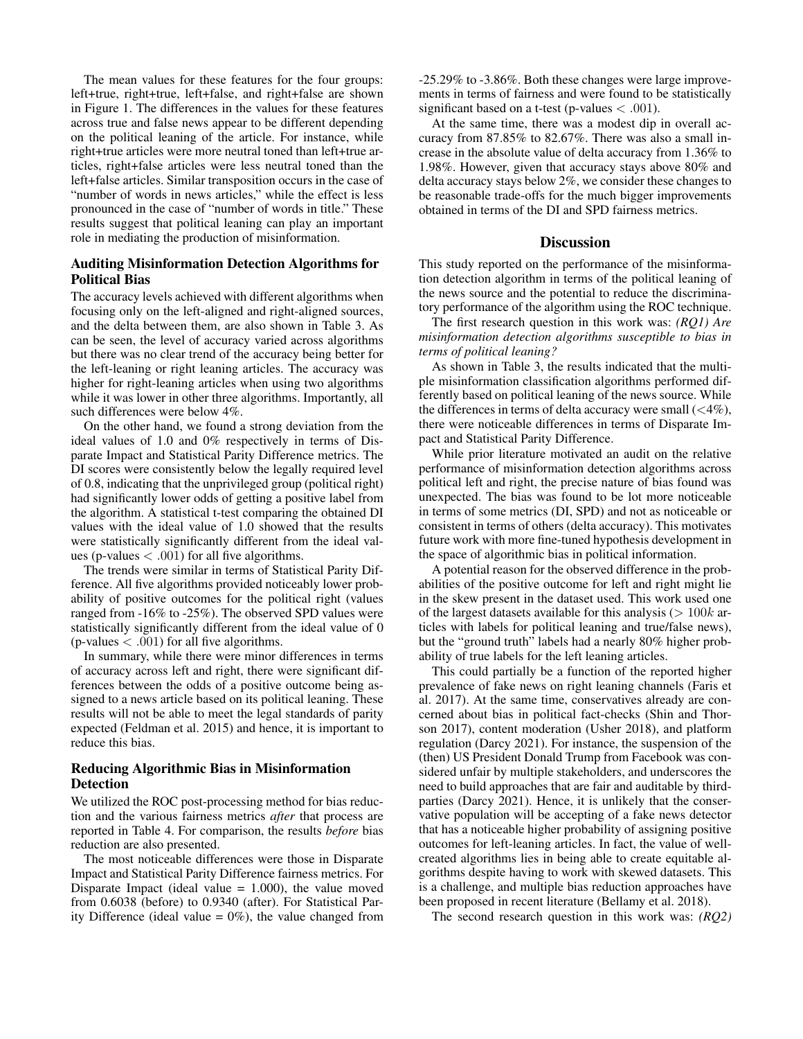The mean values for these features for the four groups: left+true, right+true, left+false, and right+false are shown in Figure 1. The differences in the values for these features across true and false news appear to be different depending on the political leaning of the article. For instance, while right+true articles were more neutral toned than left+true articles, right+false articles were less neutral toned than the left+false articles. Similar transposition occurs in the case of "number of words in news articles," while the effect is less pronounced in the case of "number of words in title." These results suggest that political leaning can play an important role in mediating the production of misinformation.

### Auditing Misinformation Detection Algorithms for Political Bias

The accuracy levels achieved with different algorithms when focusing only on the left-aligned and right-aligned sources, and the delta between them, are also shown in Table 3. As can be seen, the level of accuracy varied across algorithms but there was no clear trend of the accuracy being better for the left-leaning or right leaning articles. The accuracy was higher for right-leaning articles when using two algorithms while it was lower in other three algorithms. Importantly, all such differences were below 4%.

On the other hand, we found a strong deviation from the ideal values of 1.0 and 0% respectively in terms of Disparate Impact and Statistical Parity Difference metrics. The DI scores were consistently below the legally required level of 0.8, indicating that the unprivileged group (political right) had significantly lower odds of getting a positive label from the algorithm. A statistical t-test comparing the obtained DI values with the ideal value of 1.0 showed that the results were statistically significantly different from the ideal values (p-values $< .001$) for all five algorithms.

The trends were similar in terms of Statistical Parity Difference. All five algorithms provided noticeably lower probability of positive outcomes for the political right (values ranged from -16% to -25%). The observed SPD values were statistically significantly different from the ideal value of 0 (p-values $< .001$) for all five algorithms.

In summary, while there were minor differences in terms of accuracy across left and right, there were significant differences between the odds of a positive outcome being assigned to a news article based on its political leaning. These results will not be able to meet the legal standards of parity expected (Feldman et al. 2015) and hence, it is important to reduce this bias.

### Reducing Algorithmic Bias in Misinformation Detection

We utilized the ROC post-processing method for bias reduction and the various fairness metrics *after* that process are reported in Table 4. For comparison, the results *before* bias reduction are also presented.

The most noticeable differences were those in Disparate Impact and Statistical Parity Difference fairness metrics. For Disparate Impact (ideal value = 1.000), the value moved from 0.6038 (before) to 0.9340 (after). For Statistical Parity Difference (ideal value = 0%), the value changed from -25.29% to -3.86%. Both these changes were large improvements in terms of fairness and were found to be statistically significant based on a t-test (p-values $< .001$).

At the same time, there was a modest dip in overall accuracy from 87.85% to 82.67%. There was also a small increase in the absolute value of delta accuracy from 1.36% to 1.98%. However, given that accuracy stays above 80% and delta accuracy stays below 2%, we consider these changes to be reasonable trade-offs for the much bigger improvements obtained in terms of the DI and SPD fairness metrics.

## Discussion

This study reported on the performance of the misinformation detection algorithm in terms of the political leaning of the news source and the potential to reduce the discriminatory performance of the algorithm using the ROC technique.

The first research question in this work was: *(RQ1) Are misinformation detection algorithms susceptible to bias in terms of political leaning?*

As shown in Table 3, the results indicated that the multiple misinformation classification algorithms performed differently based on political leaning of the news source. While the differences in terms of delta accuracy were small (<4%), there were noticeable differences in terms of Disparate Impact and Statistical Parity Difference.

While prior literature motivated an audit on the relative performance of misinformation detection algorithms across political left and right, the precise nature of bias found was unexpected. The bias was found to be lot more noticeable in terms of some metrics (DI, SPD) and not as noticeable or consistent in terms of others (delta accuracy). This motivates future work with more fine-tuned hypothesis development in the space of algorithmic bias in political information.

A potential reason for the observed difference in the probabilities of the positive outcome for left and right might lie in the skew present in the dataset used. This work used one of the largest datasets available for this analysis ($> 100k$ articles with labels for political leaning and true/false news), but the "ground truth" labels had a nearly 80% higher probability of true labels for the left leaning articles.

This could partially be a function of the reported higher prevalence of fake news on right leaning channels (Faris et al. 2017). At the same time, conservatives already are concerned about bias in political fact-checks (Shin and Thorson 2017), content moderation (Usher 2018), and platform regulation (Darcy 2021). For instance, the suspension of the (then) US President Donald Trump from Facebook was considered unfair by multiple stakeholders, and underscores the need to build approaches that are fair and auditable by third-parties (Darcy 2021). Hence, it is unlikely that the conservative population will be accepting of a fake news detector that has a noticeable higher probability of assigning positive outcomes for left-leaning articles. In fact, the value of well-created algorithms lies in being able to create equitable algorithms despite having to work with skewed datasets. This is a challenge, and multiple bias reduction approaches have been proposed in recent literature (Bellamy et al. 2018).

The second research question in this work was: *(RQ2)*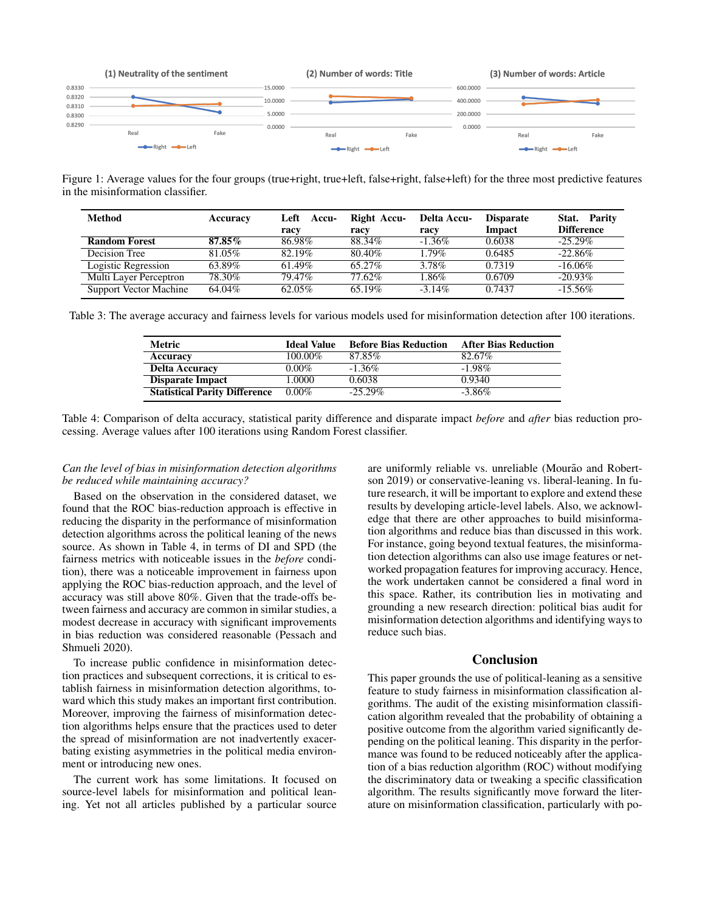Figure 1: Average values for the four groups (true+right, true+left, false+right, false+left) for the three most predictive features in the misinformation classifier.

| Method | Accuracy | Left Accuracy | Right Accuracy | Delta Accuracy | Disparate Impact | Stat. Parity Difference |
|---|---|---|---|---|---|---|
| **Random Forest** | **87.85%** | 86.98% | 88.34% | -1.36% | 0.6038 | -25.29% |
| Decision Tree | 81.05% | 82.19% | 80.40% | 1.79% | 0.6485 | -22.86% |
| Logistic Regression | 63.89% | 61.49% | 65.27% | 3.78% | 0.7319 | -16.06% |
| Multi Layer Perceptron | 78.30% | 79.47% | 77.62% | 1.86% | 0.6709 | -20.93% |
| Support Vector Machine | 64.04% | 62.05% | 65.19% | -3.14% | 0.7437 | -15.56% |

Table 3: The average accuracy and fairness levels for various models used for misinformation detection after 100 iterations.

| Metric | Ideal Value | Before Bias Reduction | After Bias Reduction |
|---|---|---|---|
| **Accuracy** | 100.00% | 87.85% | 82.67% |
| **Delta Accuracy** | 0.00% | -1.36% | -1.98% |
| **Disparate Impact** | 1.0000 | 0.6038 | 0.9340 |
| **Statistical Parity Difference** | 0.00% | -25.29% | -3.86% |

Table 4: Comparison of delta accuracy, statistical parity difference and disparate impact *before* and *after* bias reduction processing. Average values after 100 iterations using Random Forest classifier.

*Can the level of bias in misinformation detection algorithms be reduced while maintaining accuracy?*

Based on the observation in the considered dataset, we found that the ROC bias-reduction approach is effective in reducing the disparity in the performance of misinformation detection algorithms across the political leaning of the news source. As shown in Table 4, in terms of DI and SPD (the fairness metrics with noticeable issues in the *before* condition), there was a noticeable improvement in fairness upon applying the ROC bias-reduction approach, and the level of accuracy was still above 80%. Given that the trade-offs between fairness and accuracy are common in similar studies, a modest decrease in accuracy with significant improvements in bias reduction was considered reasonable (Pessach and Shmueli 2020).

To increase public confidence in misinformation detection practices and subsequent corrections, it is critical to establish fairness in misinformation detection algorithms, toward which this study makes an important first contribution. Moreover, improving the fairness of misinformation detection algorithms helps ensure that the practices used to deter the spread of misinformation are not inadvertently exacerbating existing asymmetries in the political media environment or introducing new ones.

The current work has some limitations. It focused on source-level labels for misinformation and political leaning. Yet not all articles published by a particular source are uniformly reliable vs. unreliable (Mourão and Robertson 2019) or conservative-leaning vs. liberal-leaning. In future research, it will be important to explore and extend these results by developing article-level labels. Also, we acknowledge that there are other approaches to build misinformation algorithms and reduce bias than discussed in this work. For instance, going beyond textual features, the misinformation detection algorithms can also use image features or networked propagation features for improving accuracy. Hence, the work undertaken cannot be considered a final word in this space. Rather, its contribution lies in motivating and grounding a new research direction: political bias audit for misinformation detection algorithms and identifying ways to reduce such bias.

## Conclusion

This paper grounds the use of political-leaning as a sensitive feature to study fairness in misinformation classification algorithms. The audit of the existing misinformation classification algorithm revealed that the probability of obtaining a positive outcome from the algorithm varied significantly depending on the political leaning. This disparity in the performance was found to be reduced noticeably after the application of a bias reduction algorithm (ROC) without modifying the discriminatory data or tweaking a specific classification algorithm. The results significantly move forward the literature on misinformation classification, particularly with po-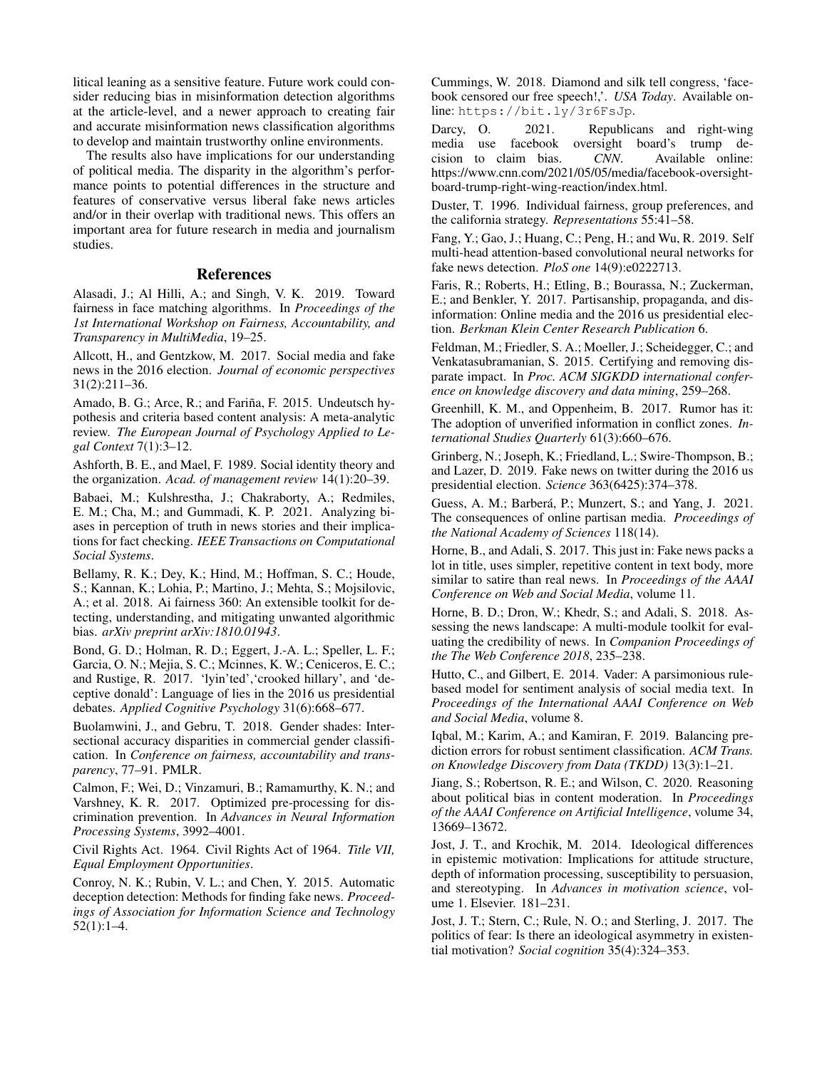litical leaning as a sensitive feature. Future work could consider reducing bias in misinformation detection algorithms at the article-level, and a newer approach to creating fair and accurate misinformation news classification algorithms to develop and maintain trustworthy online environments.

The results also have implications for our understanding of political media. The disparity in the algorithm's performance points to potential differences in the structure and features of conservative versus liberal fake news articles and/or in their overlap with traditional news. This offers an important area for future research in media and journalism studies.

## References

Alasadi, J.; Al Hilli, A.; and Singh, V. K. 2019. Toward fairness in face matching algorithms. In *Proceedings of the 1st International Workshop on Fairness, Accountability, and Transparency in MultiMedia*, 19–25.

Allcott, H., and Gentzkow, M. 2017. Social media and fake news in the 2016 election. *Journal of economic perspectives* 31(2):211–36.

Amado, B. G.; Arce, R.; and Fariña, F. 2015. Undeutsch hypothesis and criteria based content analysis: A meta-analytic review. *The European Journal of Psychology Applied to Legal Context* 7(1):3–12.

Ashforth, B. E., and Mael, F. 1989. Social identity theory and the organization. *Acad. of management review* 14(1):20–39.

Babaei, M.; Kulshrestha, J.; Chakraborty, A.; Redmiles, E. M.; Cha, M.; and Gummadi, K. P. 2021. Analyzing biases in perception of truth in news stories and their implications for fact checking. *IEEE Transactions on Computational Social Systems*.

Bellamy, R. K.; Dey, K.; Hind, M.; Hoffman, S. C.; Houde, S.; Kannan, K.; Lohia, P.; Martino, J.; Mehta, S.; Mojsilovic, A.; et al. 2018. Ai fairness 360: An extensible toolkit for detecting, understanding, and mitigating unwanted algorithmic bias. *arXiv preprint arXiv:1810.01943*.

Bond, G. D.; Holman, R. D.; Eggert, J.-A. L.; Speller, L. F.; Garcia, O. N.; Mejia, S. C.; Mcinnes, K. W.; Ceniceros, E. C.; and Rustige, R. 2017. 'lyin'ted','crooked hillary', and 'deceptive donald': Language of lies in the 2016 us presidential debates. *Applied Cognitive Psychology* 31(6):668–677.

Buolamwini, J., and Gebru, T. 2018. Gender shades: Intersectional accuracy disparities in commercial gender classification. In *Conference on fairness, accountability and transparency*, 77–91. PMLR.

Calmon, F.; Wei, D.; Vinzamuri, B.; Ramamurthy, K. N.; and Varshney, K. R. 2017. Optimized pre-processing for discrimination prevention. In *Advances in Neural Information Processing Systems*, 3992–4001.

Civil Rights Act. 1964. Civil Rights Act of 1964. *Title VII, Equal Employment Opportunities*.

Conroy, N. K.; Rubin, V. L.; and Chen, Y. 2015. Automatic deception detection: Methods for finding fake news. *Proceedings of Association for Information Science and Technology* 52(1):1–4.

Cummings, W. 2018. Diamond and silk tell congress, 'facebook censored our free speech!,'. *USA Today*. Available online: https://bit.ly/3r6FsJp.

Darcy, O. 2021. Republicans and right-wing media use facebook oversight board's trump decision to claim bias. *CNN*. Available online: https://www.cnn.com/2021/05/05/media/facebook-oversight-board-trump-right-wing-reaction/index.html.

Duster, T. 1996. Individual fairness, group preferences, and the california strategy. *Representations* 55:41–58.

Fang, Y.; Gao, J.; Huang, C.; Peng, H.; and Wu, R. 2019. Self multi-head attention-based convolutional neural networks for fake news detection. *PloS one* 14(9):e0222713.

Faris, R.; Roberts, H.; Etling, B.; Bourassa, N.; Zuckerman, E.; and Benkler, Y. 2017. Partisanship, propaganda, and disinformation: Online media and the 2016 us presidential election. *Berkman Klein Center Research Publication* 6.

Feldman, M.; Friedler, S. A.; Moeller, J.; Scheidegger, C.; and Venkatasubramanian, S. 2015. Certifying and removing disparate impact. In *Proc. ACM SIGKDD international conference on knowledge discovery and data mining*, 259–268.

Greenhill, K. M., and Oppenheim, B. 2017. Rumor has it: The adoption of unverified information in conflict zones. *International Studies Quarterly* 61(3):660–676.

Grinberg, N.; Joseph, K.; Friedland, L.; Swire-Thompson, B.; and Lazer, D. 2019. Fake news on twitter during the 2016 us presidential election. *Science* 363(6425):374–378.

Guess, A. M.; Barberá, P.; Munzert, S.; and Yang, J. 2021. The consequences of online partisan media. *Proceedings of the National Academy of Sciences* 118(14).

Horne, B., and Adali, S. 2017. This just in: Fake news packs a lot in title, uses simpler, repetitive content in text body, more similar to satire than real news. In *Proceedings of the AAAI Conference on Web and Social Media*, volume 11.

Horne, B. D.; Dron, W.; Khedr, S.; and Adali, S. 2018. Assessing the news landscape: A multi-module toolkit for evaluating the credibility of news. In *Companion Proceedings of the The Web Conference 2018*, 235–238.

Hutto, C., and Gilbert, E. 2014. Vader: A parsimonious rule-based model for sentiment analysis of social media text. In *Proceedings of the International AAAI Conference on Web and Social Media*, volume 8.

Iqbal, M.; Karim, A.; and Kamiran, F. 2019. Balancing prediction errors for robust sentiment classification. *ACM Trans. on Knowledge Discovery from Data (TKDD)* 13(3):1–21.

Jiang, S.; Robertson, R. E.; and Wilson, C. 2020. Reasoning about political bias in content moderation. In *Proceedings of the AAAI Conference on Artificial Intelligence*, volume 34, 13669–13672.

Jost, J. T., and Krochik, M. 2014. Ideological differences in epistemic motivation: Implications for attitude structure, depth of information processing, susceptibility to persuasion, and stereotyping. In *Advances in motivation science*, volume 1. Elsevier. 181–231.

Jost, J. T.; Stern, C.; Rule, N. O.; and Sterling, J. 2017. The politics of fear: Is there an ideological asymmetry in existential motivation? *Social cognition* 35(4):324–353.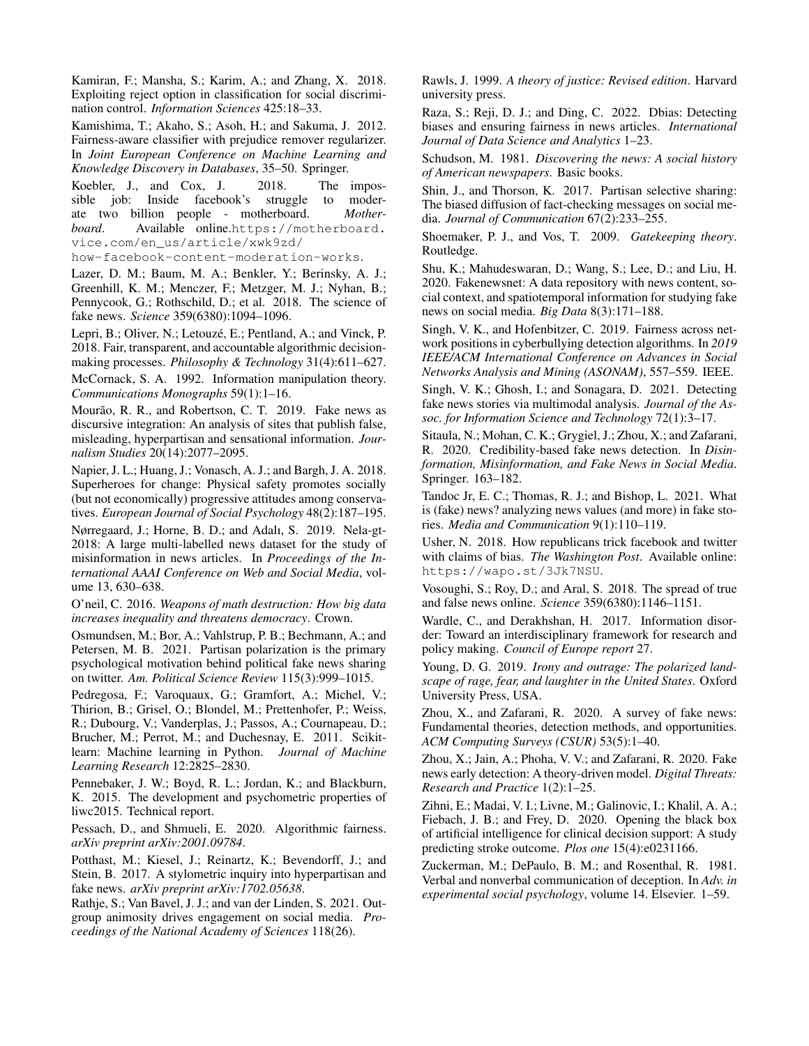Kamiran, F.; Mansha, S.; Karim, A.; and Zhang, X. 2018. Exploiting reject option in classification for social discrimination control. *Information Sciences* 425:18–33.

Kamishima, T.; Akaho, S.; Asoh, H.; and Sakuma, J. 2012. Fairness-aware classifier with prejudice remover regularizer. In *Joint European Conference on Machine Learning and Knowledge Discovery in Databases*, 35–50. Springer.

Koebler, J., and Cox, J. 2018. The impossible job: Inside facebook's struggle to moderate two billion people - motherboard. *Motherboard*. Available online. https://motherboard.vice.com/en_us/article/xwk9zd/how-facebook-content-moderation-works.

Lazer, D. M.; Baum, M. A.; Benkler, Y.; Berinsky, A. J.; Greenhill, K. M.; Menczer, F.; Metzger, M. J.; Nyhan, B.; Pennycook, G.; Rothschild, D.; et al. 2018. The science of fake news. *Science* 359(6380):1094–1096.

Lepri, B.; Oliver, N.; Letouzé, E.; Pentland, A.; and Vinck, P. 2018. Fair, transparent, and accountable algorithmic decision-making processes. *Philosophy & Technology* 31(4):611–627.

McCornack, S. A. 1992. Information manipulation theory. *Communications Monographs* 59(1):1–16.

Mourão, R. R., and Robertson, C. T. 2019. Fake news as discursive integration: An analysis of sites that publish false, misleading, hyperpartisan and sensational information. *Journalism Studies* 20(14):2077–2095.

Napier, J. L.; Huang, J.; Vonasch, A. J.; and Bargh, J. A. 2018. Superheroes for change: Physical safety promotes socially (but not economically) progressive attitudes among conservatives. *European Journal of Social Psychology* 48(2):187–195.

Nørregaard, J.; Horne, B. D.; and Adalı, S. 2019. Nela-gt-2018: A large multi-labelled news dataset for the study of misinformation in news articles. In *Proceedings of the International AAAI Conference on Web and Social Media*, volume 13, 630–638.

O'neil, C. 2016. *Weapons of math destruction: How big data increases inequality and threatens democracy*. Crown.

Osmundsen, M.; Bor, A.; Vahlstrup, P. B.; Bechmann, A.; and Petersen, M. B. 2021. Partisan polarization is the primary psychological motivation behind political fake news sharing on twitter. *Am. Political Science Review* 115(3):999–1015.

Pedregosa, F.; Varoquaux, G.; Gramfort, A.; Michel, V.; Thirion, B.; Grisel, O.; Blondel, M.; Prettenhofer, P.; Weiss, R.; Dubourg, V.; Vanderplas, J.; Passos, A.; Cournapeau, D.; Brucher, M.; Perrot, M.; and Duchesnay, E. 2011. Scikit-learn: Machine learning in Python. *Journal of Machine Learning Research* 12:2825–2830.

Pennebaker, J. W.; Boyd, R. L.; Jordan, K.; and Blackburn, K. 2015. The development and psychometric properties of liwc2015. Technical report.

Pessach, D., and Shmueli, E. 2020. Algorithmic fairness. *arXiv preprint arXiv:2001.09784*.

Potthast, M.; Kiesel, J.; Reinartz, K.; Bevendorff, J.; and Stein, B. 2017. A stylometric inquiry into hyperpartisan and fake news. *arXiv preprint arXiv:1702.05638*.

Rathje, S.; Van Bavel, J. J.; and van der Linden, S. 2021. Outgroup animosity drives engagement on social media. *Proceedings of the National Academy of Sciences* 118(26).

Rawls, J. 1999. *A theory of justice: Revised edition*. Harvard university press.

Raza, S.; Reji, D. J.; and Ding, C. 2022. Dbias: Detecting biases and ensuring fairness in news articles. *International Journal of Data Science and Analytics* 1–23.

Schudson, M. 1981. *Discovering the news: A social history of American newspapers*. Basic books.

Shin, J., and Thorson, K. 2017. Partisan selective sharing: The biased diffusion of fact-checking messages on social media. *Journal of Communication* 67(2):233–255.

Shoemaker, P. J., and Vos, T. 2009. *Gatekeeping theory*. Routledge.

Shu, K.; Mahudeswaran, D.; Wang, S.; Lee, D.; and Liu, H. 2020. Fakenewsnet: A data repository with news content, social context, and spatiotemporal information for studying fake news on social media. *Big Data* 8(3):171–188.

Singh, V. K., and Hofenbitzer, C. 2019. Fairness across network positions in cyberbullying detection algorithms. In *2019 IEEE/ACM International Conference on Advances in Social Networks Analysis and Mining (ASONAM)*, 557–559. IEEE.

Singh, V. K.; Ghosh, I.; and Sonagara, D. 2021. Detecting fake news stories via multimodal analysis. *Journal of the Assoc. for Information Science and Technology* 72(1):3–17.

Sitaula, N.; Mohan, C. K.; Grygiel, J.; Zhou, X.; and Zafarani, R. 2020. Credibility-based fake news detection. In *Disinformation, Misinformation, and Fake News in Social Media*. Springer. 163–182.

Tandoc Jr, E. C.; Thomas, R. J.; and Bishop, L. 2021. What is (fake) news? analyzing news values (and more) in fake stories. *Media and Communication* 9(1):110–119.

Usher, N. 2018. How republicans trick facebook and twitter with claims of bias. *The Washington Post*. Available online: https://wapo.st/3Jk7NSU.

Vosoughi, S.; Roy, D.; and Aral, S. 2018. The spread of true and false news online. *Science* 359(6380):1146–1151.

Wardle, C., and Derakhshan, H. 2017. Information disorder: Toward an interdisciplinary framework for research and policy making. *Council of Europe report* 27.

Young, D. G. 2019. *Irony and outrage: The polarized landscape of rage, fear, and laughter in the United States*. Oxford University Press, USA.

Zhou, X., and Zafarani, R. 2020. A survey of fake news: Fundamental theories, detection methods, and opportunities. *ACM Computing Surveys (CSUR)* 53(5):1–40.

Zhou, X.; Jain, A.; Phoha, V. V.; and Zafarani, R. 2020. Fake news early detection: A theory-driven model. *Digital Threats: Research and Practice* 1(2):1–25.

Zihni, E.; Madai, V. I.; Livne, M.; Galinovic, I.; Khalil, A. A.; Fiebach, J. B.; and Frey, D. 2020. Opening the black box of artificial intelligence for clinical decision support: A study predicting stroke outcome. *Plos one* 15(4):e0231166.

Zuckerman, M.; DePaulo, B. M.; and Rosenthal, R. 1981. Verbal and nonverbal communication of deception. In *Adv. in experimental social psychology*, volume 14. Elsevier. 1–59.